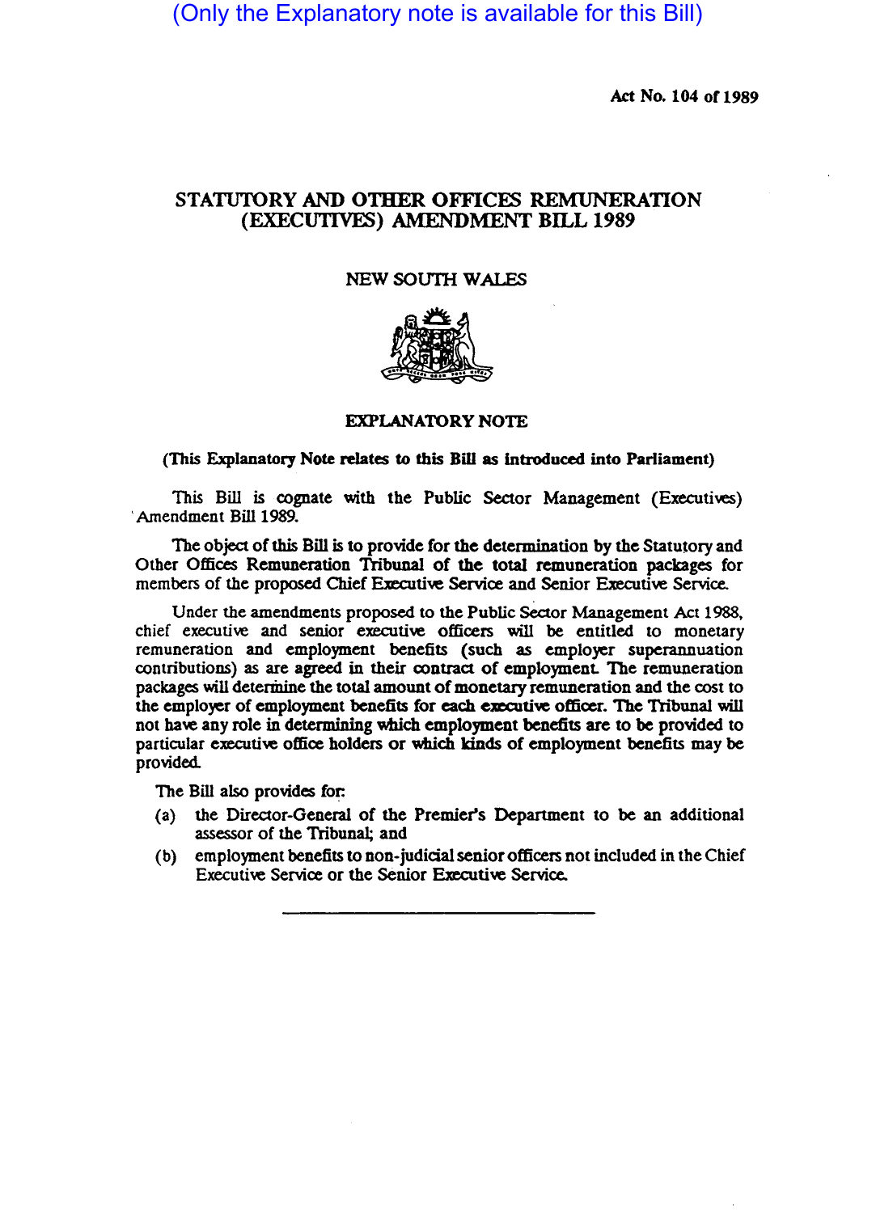(Only the Explanatory note is available for this Bill)

Act No. 104 of 1989

# STATUTORY AND OTHER OFFICES REMUNERATION (EXECUTIVES) AMENDMENT BILL 1989

NEW SOUTH WALES

## EXPLANATORY NOTE

**(This Explanatory Note relates to this Bill as introduced into Parliament)**

This Bill is cognate with the Public Sector Management (Executives) Amendment Bill 1989.

The object of this Bill is to provide for the determination by the Statutory and Other Offices Remuneration Tribunal of the total remuneration packages for members of the proposed Chief Executive Service and Senior Executive Service.

Under the amendments proposed to the Public Sector Management Act 1988, chief executive and senior executive officers will be entitled to monetary remuneration and employment benefits (such as employer superannuation contributions) as are agreed in their contract of employment. The remuneration packages will determine the total amount of monetary remuneration and the cost to the employer of employment benefits for each executive officer. The Tribunal will not have any role in determining which employment benefits are to be provided to particular executive office holders or which kinds of employment benefits may be provided.

The Bill also provides for:

(a) the Director-General of the Premier's Department to be an additional assessor of the Tribunal; and

(b) employment benefits to non-judicial senior officers not included in the Chief Executive Service or the Senior Executive Service.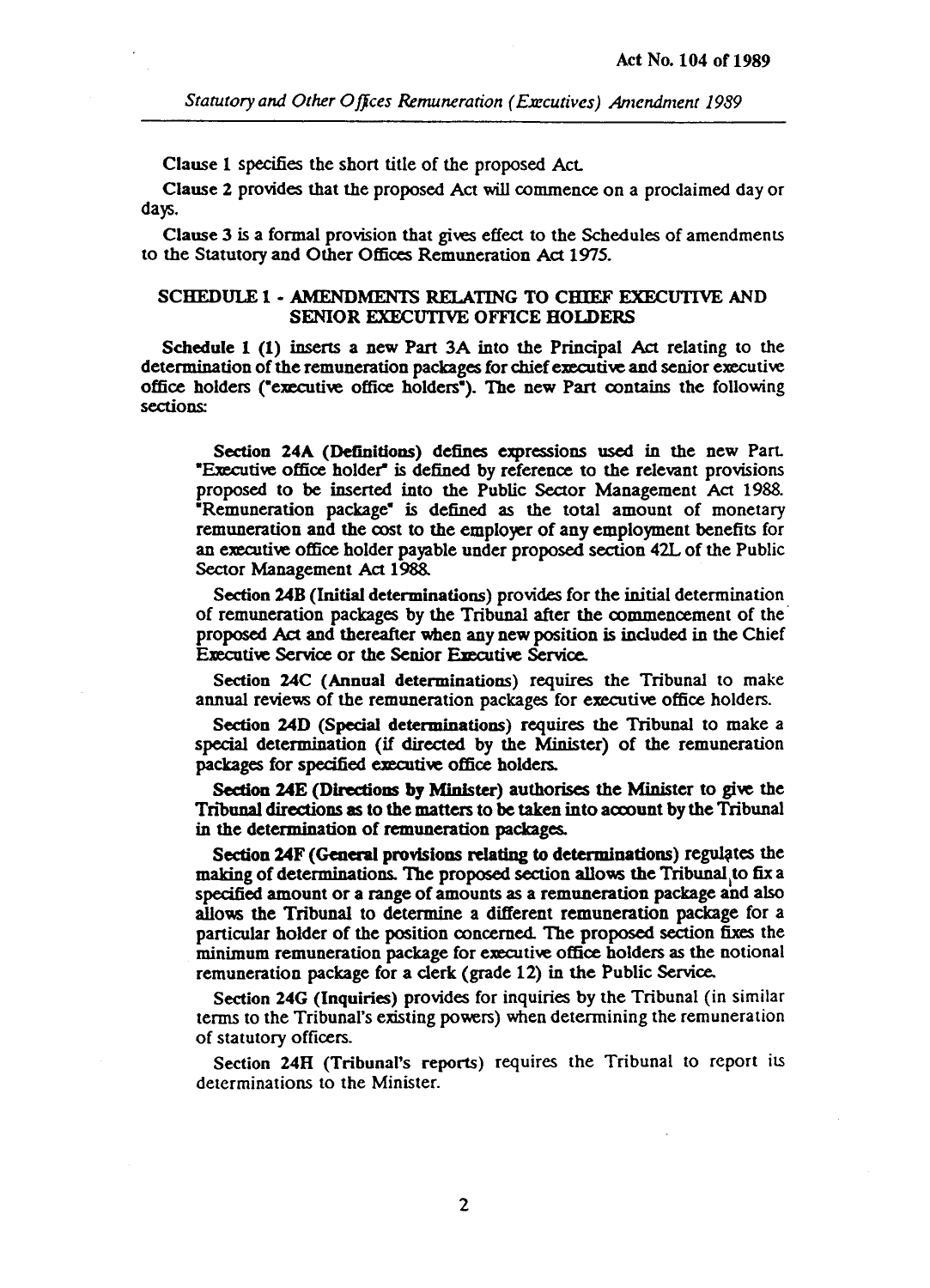Clause 1 specifies the short title of the proposed Act.

Clause 2 provides that the proposed Act will commence on a proclaimed day or days.

Clause 3 is a formal provision that gives effect to the Schedules of amendments to the Statutory and Other Offices Remuneration Act 1975.

## SCHEDULE 1 - AMENDMENTS RELATING TO CHIEF EXECUTIVE AND SENIOR EXECUTIVE OFFICE HOLDERS

Schedule 1 (1) inserts a new Part 3A into the Principal Act relating to the determination of the remuneration packages for chief executive and senior executive office holders ("executive office holders"). The new Part contains the following sections:

> **Section 24A (Definitions)** defines expressions used in the new Part. "Executive office holder" is defined by reference to the relevant provisions proposed to be inserted into the Public Sector Management Act 1988. "Remuneration package" is defined as the total amount of monetary remuneration and the cost to the employer of any employment benefits for an executive office holder payable under proposed section 42L of the Public Sector Management Act 1988.
>
> **Section 24B (Initial determinations)** provides for the initial determination of remuneration packages by the Tribunal after the commencement of the proposed Act and thereafter when any new position is included in the Chief Executive Service or the Senior Executive Service.
>
> **Section 24C (Annual determinations)** requires the Tribunal to make annual reviews of the remuneration packages for executive office holders.
>
> **Section 24D (Special determinations)** requires the Tribunal to make a special determination (if directed by the Minister) of the remuneration packages for specified executive office holders.
>
> **Section 24E (Directions by Minister)** authorises the Minister to give the Tribunal directions as to the matters to be taken into account by the Tribunal in the determination of remuneration packages.
>
> **Section 24F (General provisions relating to determinations)** regulates the making of determinations. The proposed section allows the Tribunal to fix a specified amount or a range of amounts as a remuneration package and also allows the Tribunal to determine a different remuneration package for a particular holder of the position concerned. The proposed section fixes the minimum remuneration package for executive office holders as the notional remuneration package for a clerk (grade 12) in the Public Service.
>
> **Section 24G (Inquiries)** provides for inquiries by the Tribunal (in similar terms to the Tribunal's existing powers) when determining the remuneration of statutory officers.
>
> **Section 24H (Tribunal's reports)** requires the Tribunal to report its determinations to the Minister.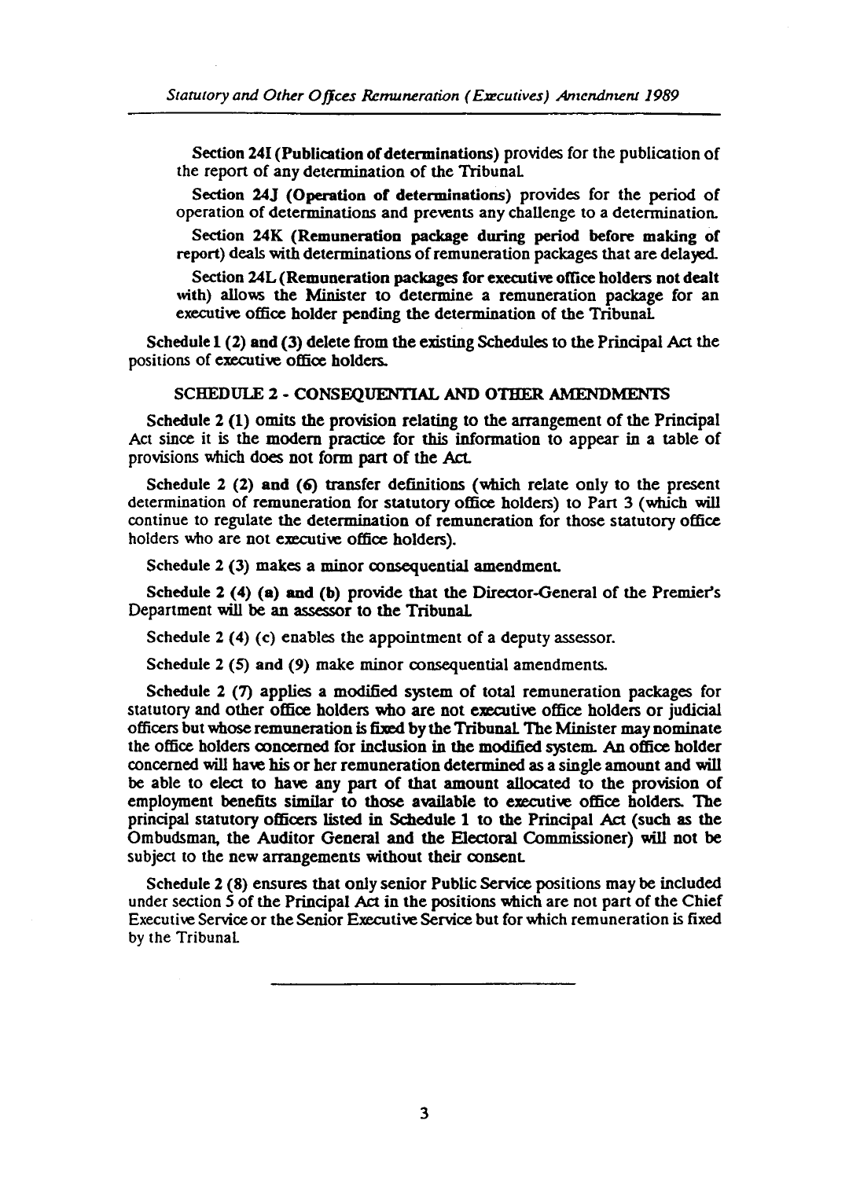Section 24I (**Publication of determinations**) provides for the publication of the report of any determination of the Tribunal.

Section 24J (**Operation of determinations**) provides for the period of operation of determinations and prevents any challenge to a determination.

Section 24K (**Remuneration package during period before making of report**) deals with determinations of remuneration packages that are delayed.

Section 24L (**Remuneration packages for executive office holders not dealt with**) allows the Minister to determine a remuneration package for an executive office holder pending the determination of the Tribunal.

Schedule 1 (2) and (3) delete from the existing Schedules to the Principal Act the positions of executive office holders.

## SCHEDULE 2 - CONSEQUENTIAL AND OTHER AMENDMENTS

Schedule 2 (1) omits the provision relating to the arrangement of the Principal Act since it is the modern practice for this information to appear in a table of provisions which does not form part of the Act.

Schedule 2 (2) and (6) transfer definitions (which relate only to the present determination of remuneration for statutory office holders) to Part 3 (which will continue to regulate the determination of remuneration for those statutory office holders who are not executive office holders).

Schedule 2 (3) makes a minor consequential amendment.

Schedule 2 (4) (a) and (b) provide that the Director-General of the Premier's Department will be an assessor to the Tribunal.

Schedule 2 (4) (c) enables the appointment of a deputy assessor.

Schedule 2 (5) and (9) make minor consequential amendments.

Schedule 2 (7) applies a modified system of total remuneration packages for statutory and other office holders who are not executive office holders or judicial officers but whose remuneration is fixed by the Tribunal. The Minister may nominate the office holders concerned for inclusion in the modified system. An office holder concerned will have his or her remuneration determined as a single amount and will be able to elect to have any part of that amount allocated to the provision of employment benefits similar to those available to executive office holders. The principal statutory officers listed in Schedule 1 to the Principal Act (such as the Ombudsman, the Auditor General and the Electoral Commissioner) will not be subject to the new arrangements without their consent.

Schedule 2 (8) ensures that only senior Public Service positions may be included under section 5 of the Principal Act in the positions which are not part of the Chief Executive Service or the Senior Executive Service but for which remuneration is fixed by the Tribunal.